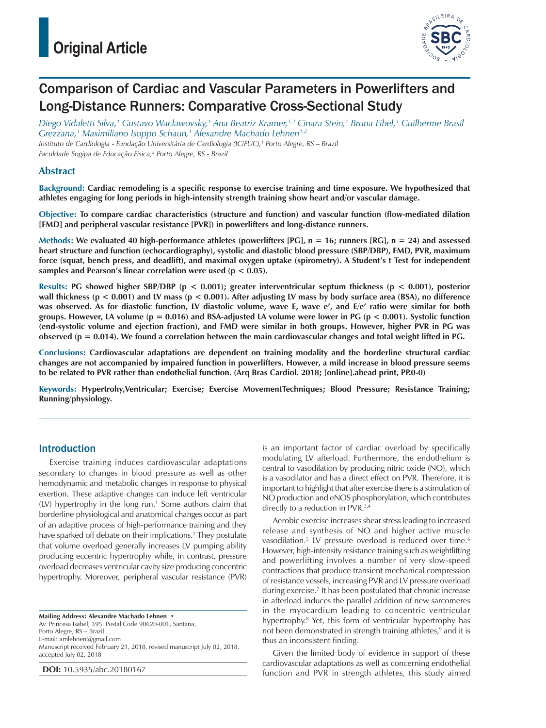# Original Article

# Comparison of Cardiac and Vascular Parameters in Powerlifters and Long-Distance Runners: Comparative Cross-Sectional Study

*Diego Vidaletti Silva,[1] Gustavo Waclawovsky,[1] Ana Beatriz Kramer,[1,2] Cinara Stein,[1] Bruna Eibel,[1] Guilherme Brasil Grezzana,[1] Maximiliano Isoppo Schaun,[1] Alexandre Machado Lehnen[1,2]*

*Instituto de Cardiologia - Fundação Universitária de Cardiologia (IC/FUC),[1] Porto Alegre, RS – Brazil*

*Faculdade Sogipa de Educação Física,[2] Porto Alegre, RS - Brazil*

## Abstract

**Background: Cardiac remodeling is a specific response to exercise training and time exposure. We hypothesized that athletes engaging for long periods in high-intensity strength training show heart and/or vascular damage.**

**Objective: To compare cardiac characteristics (structure and function) and vascular function (flow-mediated dilation [FMD] and peripheral vascular resistance [PVR]) in powerlifters and long-distance runners.**

**Methods: We evaluated 40 high-performance athletes (powerlifters [PG], n = 16; runners [RG], n = 24) and assessed heart structure and function (echocardiography), systolic and diastolic blood pressure (SBP/DBP), FMD, PVR, maximum force (squat, bench press, and deadlift), and maximal oxygen uptake (spirometry). A Student's t Test for independent samples and Pearson's linear correlation were used ($p < 0.05$).**

**Results: PG showed higher SBP/DBP ($p < 0.001$); greater interventricular septum thickness ($p < 0.001$), posterior wall thickness ($p < 0.001$) and LV mass ($p < 0.001$). After adjusting LV mass by body surface area (BSA), no difference was observed. As for diastolic function, LV diastolic volume, wave E, wave e', and E/e' ratio were similar for both groups. However, LA volume ($p = 0.016$) and BSA-adjusted LA volume were lower in PG ($p < 0.001$). Systolic function (end-systolic volume and ejection fraction), and FMD were similar in both groups. However, higher PVR in PG was observed ($p = 0.014$). We found a correlation between the main cardiovascular changes and total weight lifted in PG.**

**Conclusions: Cardiovascular adaptations are dependent on training modality and the borderline structural cardiac changes are not accompanied by impaired function in powerlifters. However, a mild increase in blood pressure seems to be related to PVR rather than endothelial function. (Arq Bras Cardiol. 2018; [online].ahead print, PP.0-0)**

**Keywords: Hypertrohy,Ventricular; Exercise; Exercise MovementTechniques; Blood Pressure; Resistance Training; Running/physiology.**

## Introduction

Exercise training induces cardiovascular adaptations secondary to changes in blood pressure as well as other hemodynamic and metabolic changes in response to physical exertion. These adaptive changes can induce left ventricular (LV) hypertrophy in the long run.[1] Some authors claim that borderline physiological and anatomical changes occur as part of an adaptive process of high-performance training and they have sparked off debate on their implications.[2] They postulate that volume overload generally increases LV pumping ability producing eccentric hypertrophy while, in contrast, pressure overload decreases ventricular cavity size producing concentric hypertrophy. Moreover, peripheral vascular resistance (PVR) is an important factor of cardiac overload by specifically modulating LV afterload. Furthermore, the endothelium is central to vasodilation by producing nitric oxide (NO), which is a vasodilator and has a direct effect on PVR. Therefore, it is important to highlight that after exercise there is a stimulation of NO production and eNOS phosphorylation, which contributes directly to a reduction in PVR.[3,4]

Aerobic exercise increases shear stress leading to increased release and synthesis of NO and higher active muscle vasodilation.[5] LV pressure overload is reduced over time.[6] However, high-intensity resistance training such as weightlifting and powerlifting involves a number of very slow-speed contractions that produce transient mechanical compression of resistance vessels, increasing PVR and LV pressure overload during exercise.[7] It has been postulated that chronic increase in afterload induces the parallel addition of new sarcomeres in the myocardium leading to concentric ventricular hypertrophy.[8] Yet, this form of ventricular hypertrophy has not been demonstrated in strength training athletes,[9] and it is thus an inconsistent finding.

Given the limited body of evidence in support of these cardiovascular adaptations as well as concerning endothelial function and PVR in strength athletes, this study aimed

**Mailing Address: Alexandre Machado Lehnen •**
Av. Princesa Isabel, 395. Postal Code 90620-001, Santana, Porto Alegre, RS – Brazil
E-mail: amlehnen@gmail.com
Manuscript received February 21, 2018, revised manuscript July 02, 2018, accepted July 02, 2018

**DOI:** 10.5935/abc.20180167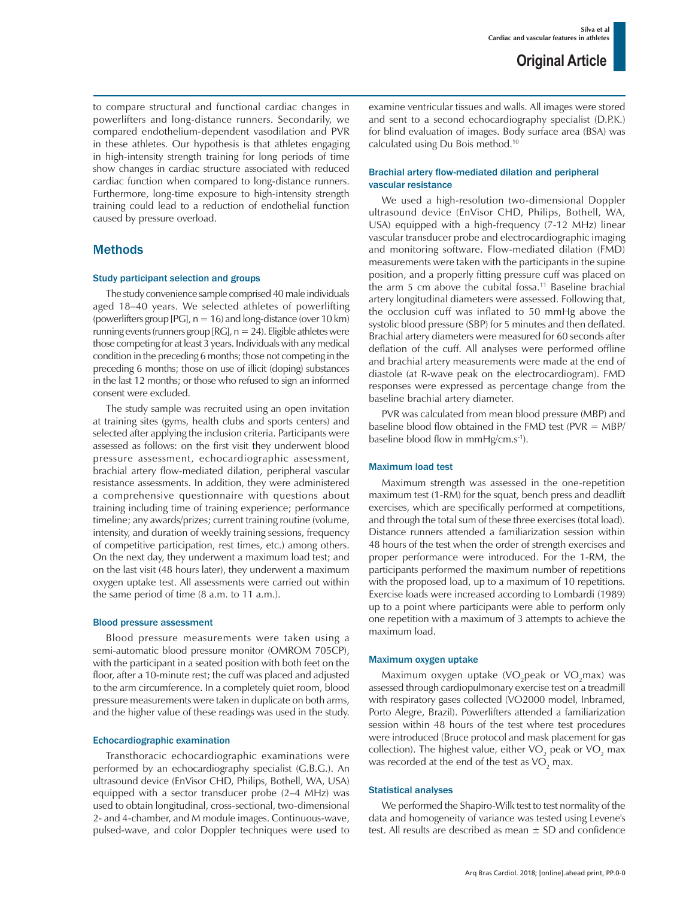to compare structural and functional cardiac changes in powerlifters and long-distance runners. Secondarily, we compared endothelium-dependent vasodilation and PVR in these athletes. Our hypothesis is that athletes engaging in high-intensity strength training for long periods of time show changes in cardiac structure associated with reduced cardiac function when compared to long-distance runners. Furthermore, long-time exposure to high-intensity strength training could lead to a reduction of endothelial function caused by pressure overload.

## Methods

### Study participant selection and groups

The study convenience sample comprised 40 male individuals aged 18–40 years. We selected athletes of powerlifting (powerlifters group [PG], n = 16) and long-distance (over 10 km) running events (runners group [RG], n = 24). Eligible athletes were those competing for at least 3 years. Individuals with any medical condition in the preceding 6 months; those not competing in the preceding 6 months; those on use of illicit (doping) substances in the last 12 months; or those who refused to sign an informed consent were excluded.

The study sample was recruited using an open invitation at training sites (gyms, health clubs and sports centers) and selected after applying the inclusion criteria. Participants were assessed as follows: on the first visit they underwent blood pressure assessment, echocardiographic assessment, brachial artery flow-mediated dilation, peripheral vascular resistance assessments. In addition, they were administered a comprehensive questionnaire with questions about training including time of training experience; performance timeline; any awards/prizes; current training routine (volume, intensity, and duration of weekly training sessions, frequency of competitive participation, rest times, etc.) among others. On the next day, they underwent a maximum load test; and on the last visit (48 hours later), they underwent a maximum oxygen uptake test. All assessments were carried out within the same period of time (8 a.m. to 11 a.m.).

### Blood pressure assessment

Blood pressure measurements were taken using a semi-automatic blood pressure monitor (OMROM 705CP), with the participant in a seated position with both feet on the floor, after a 10-minute rest; the cuff was placed and adjusted to the arm circumference. In a completely quiet room, blood pressure measurements were taken in duplicate on both arms, and the higher value of these readings was used in the study.

### Echocardiographic examination

Transthoracic echocardiographic examinations were performed by an echocardiography specialist (G.B.G.). An ultrasound device (EnVisor CHD, Philips, Bothell, WA, USA) equipped with a sector transducer probe (2–4 MHz) was used to obtain longitudinal, cross-sectional, two-dimensional 2- and 4-chamber, and M module images. Continuous-wave, pulsed-wave, and color Doppler techniques were used to examine ventricular tissues and walls. All images were stored and sent to a second echocardiography specialist (D.P.K.) for blind evaluation of images. Body surface area (BSA) was calculated using Du Bois method.[10]

### Brachial artery flow-mediated dilation and peripheral vascular resistance

We used a high-resolution two-dimensional Doppler ultrasound device (EnVisor CHD, Philips, Bothell, WA, USA) equipped with a high-frequency (7-12 MHz) linear vascular transducer probe and electrocardiographic imaging and monitoring software. Flow-mediated dilation (FMD) measurements were taken with the participants in the supine position, and a properly fitting pressure cuff was placed on the arm 5 cm above the cubital fossa.[11] Baseline brachial artery longitudinal diameters were assessed. Following that, the occlusion cuff was inflated to 50 mmHg above the systolic blood pressure (SBP) for 5 minutes and then deflated. Brachial artery diameters were measured for 60 seconds after deflation of the cuff. All analyses were performed offline and brachial artery measurements were made at the end of diastole (at R-wave peak on the electrocardiogram). FMD responses were expressed as percentage change from the baseline brachial artery diameter.

PVR was calculated from mean blood pressure (MBP) and baseline blood flow obtained in the FMD test (PVR = MBP/ baseline blood flow in mmHg/cm.s$^{-1}$).

### Maximum load test

Maximum strength was assessed in the one-repetition maximum test (1-RM) for the squat, bench press and deadlift exercises, which are specifically performed at competitions, and through the total sum of these three exercises (total load). Distance runners attended a familiarization session within 48 hours of the test when the order of strength exercises and proper performance were introduced. For the 1-RM, the participants performed the maximum number of repetitions with the proposed load, up to a maximum of 10 repetitions. Exercise loads were increased according to Lombardi (1989) up to a point where participants were able to perform only one repetition with a maximum of 3 attempts to achieve the maximum load.

### Maximum oxygen uptake

Maximum oxygen uptake ($VO_2$peak or $VO_2$max) was assessed through cardiopulmonary exercise test on a treadmill with respiratory gases collected (VO2000 model, Inbramed, Porto Alegre, Brazil). Powerlifters attended a familiarization session within 48 hours of the test where test procedures were introduced (Bruce protocol and mask placement for gas collection). The highest value, either $VO_2$ peak or $VO_2$ max was recorded at the end of the test as $VO_2$ max.

### Statistical analyses

We performed the Shapiro-Wilk test to test normality of the data and homogeneity of variance was tested using Levene's test. All results are described as mean ± SD and confidence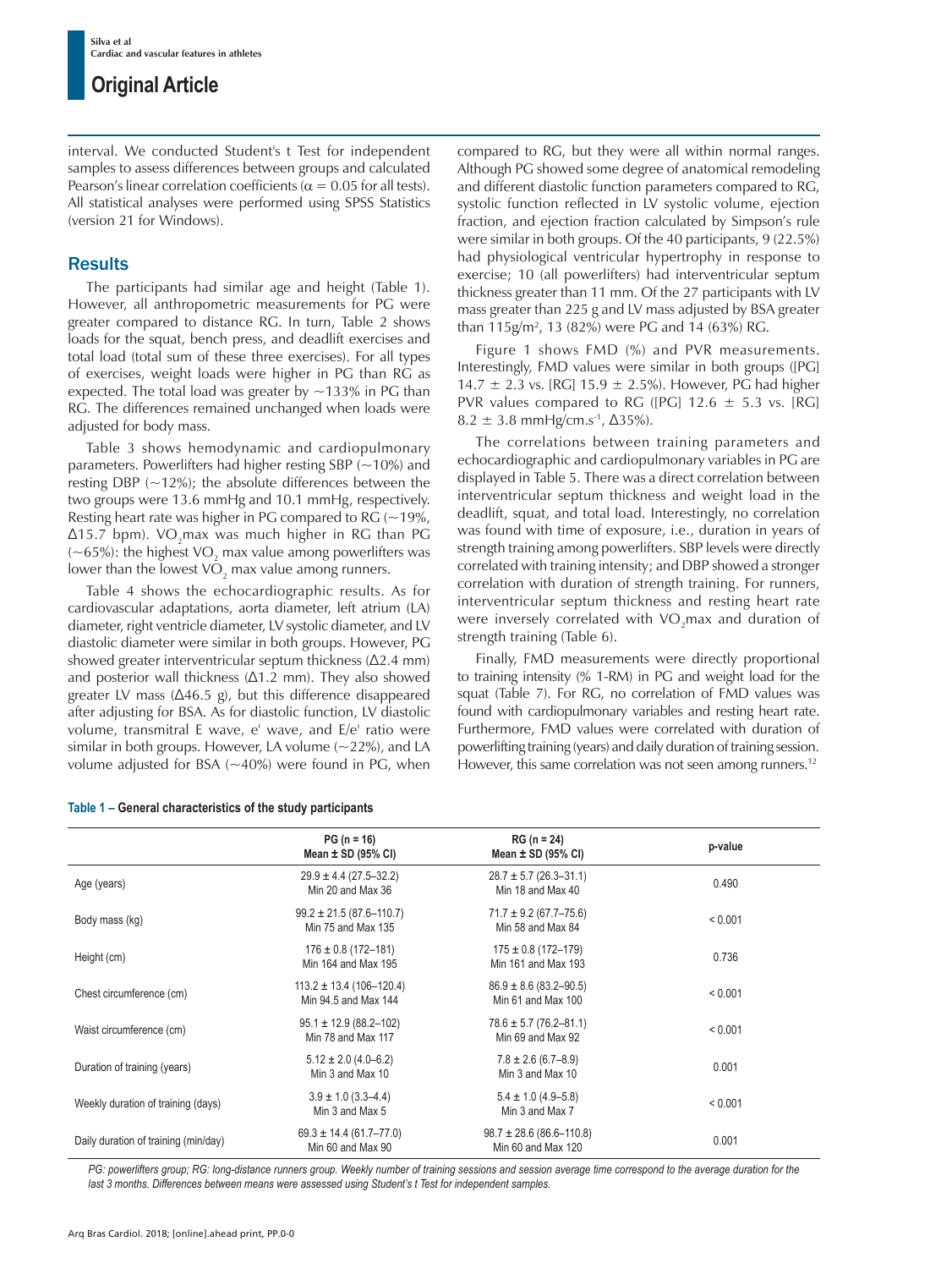interval. We conducted Student's t Test for independent samples to assess differences between groups and calculated Pearson's linear correlation coefficients ($\alpha = 0.05$ for all tests). All statistical analyses were performed using SPSS Statistics (version 21 for Windows).

## Results

The participants had similar age and height (Table 1). However, all anthropometric measurements for PG were greater compared to distance RG. In turn, Table 2 shows loads for the squat, bench press, and deadlift exercises and total load (total sum of these three exercises). For all types of exercises, weight loads were higher in PG than RG as expected. The total load was greater by ~133% in PG than RG. The differences remained unchanged when loads were adjusted for body mass.

Table 3 shows hemodynamic and cardiopulmonary parameters. Powerlifters had higher resting SBP (~10%) and resting DBP (~12%); the absolute differences between the two groups were 13.6 mmHg and 10.1 mmHg, respectively. Resting heart rate was higher in PG compared to RG (~19%, Δ15.7 bpm). $VO_2$max was much higher in RG than PG (~65%): the highest $VO_2$ max value among powerlifters was lower than the lowest $VO_2$ max value among runners.

Table 4 shows the echocardiographic results. As for cardiovascular adaptations, aorta diameter, left atrium (LA) diameter, right ventricle diameter, LV systolic diameter, and LV diastolic diameter were similar in both groups. However, PG showed greater interventricular septum thickness (Δ2.4 mm) and posterior wall thickness (Δ1.2 mm). They also showed greater LV mass (Δ46.5 g), but this difference disappeared after adjusting for BSA. As for diastolic function, LV diastolic volume, transmitral E wave, e' wave, and E/e' ratio were similar in both groups. However, LA volume (~22%), and LA volume adjusted for BSA (~40%) were found in PG, when compared to RG, but they were all within normal ranges. Although PG showed some degree of anatomical remodeling and different diastolic function parameters compared to RG, systolic function reflected in LV systolic volume, ejection fraction, and ejection fraction calculated by Simpson's rule were similar in both groups. Of the 40 participants, 9 (22.5%) had physiological ventricular hypertrophy in response to exercise; 10 (all powerlifters) had interventricular septum thickness greater than 11 mm. Of the 27 participants with LV mass greater than 225 g and LV mass adjusted by BSA greater than 115g/m$^2$, 13 (82%) were PG and 14 (63%) RG.

Figure 1 shows FMD (%) and PVR measurements. Interestingly, FMD values were similar in both groups ([PG] 14.7 ± 2.3 vs. [RG] 15.9 ± 2.5%). However, PG had higher PVR values compared to RG ([PG] 12.6 ± 5.3 vs. [RG] 8.2 ± 3.8 mmHg/cm.s$^{-1}$, Δ35%).

The correlations between training parameters and echocardiographic and cardiopulmonary variables in PG are displayed in Table 5. There was a direct correlation between interventricular septum thickness and weight load in the deadlift, squat, and total load. Interestingly, no correlation was found with time of exposure, i.e., duration in years of strength training among powerlifters. SBP levels were directly correlated with training intensity; and DBP showed a stronger correlation with duration of strength training. For runners, interventricular septum thickness and resting heart rate were inversely correlated with $VO_2$max and duration of strength training (Table 6).

Finally, FMD measurements were directly proportional to training intensity (% 1-RM) in PG and weight load for the squat (Table 7). For RG, no correlation of FMD values was found with cardiopulmonary variables and resting heart rate. Furthermore, FMD values were correlated with duration of powerlifting training (years) and daily duration of training session. However, this same correlation was not seen among runners.[12]

**Table 1 – General characteristics of the study participants**

| | PG (n = 16) Mean ± SD (95% CI) | RG (n = 24) Mean ± SD (95% CI) | p-value |
|---|---|---|---|
| Age (years) | 29.9 ± 4.4 (27.5–32.2) Min 20 and Max 36 | 28.7 ± 5.7 (26.3–31.1) Min 18 and Max 40 | 0.490 |
| Body mass (kg) | 99.2 ± 21.5 (87.6–110.7) Min 75 and Max 135 | 71.7 ± 9.2 (67.7–75.6) Min 58 and Max 84 | < 0.001 |
| Height (cm) | 176 ± 0.8 (172–181) Min 164 and Max 195 | 175 ± 0.8 (172–179) Min 161 and Max 193 | 0.736 |
| Chest circumference (cm) | 113.2 ± 13.4 (106–120.4) Min 94.5 and Max 144 | 86.9 ± 8.6 (83.2–90.5) Min 61 and Max 100 | < 0.001 |
| Waist circumference (cm) | 95.1 ± 12.9 (88.2–102) Min 78 and Max 117 | 78.6 ± 5.7 (76.2–81.1) Min 69 and Max 92 | < 0.001 |
| Duration of training (years) | 5.12 ± 2.0 (4.0–6.2) Min 3 and Max 10 | 7.8 ± 2.6 (6.7–8.9) Min 3 and Max 10 | 0.001 |
| Weekly duration of training (days) | 3.9 ± 1.0 (3.3–4.4) Min 3 and Max 5 | 5.4 ± 1.0 (4.9–5.8) Min 3 and Max 7 | < 0.001 |
| Daily duration of training (min/day) | 69.3 ± 14.4 (61.7–77.0) Min 60 and Max 90 | 98.7 ± 28.6 (86.6–110.8) Min 60 and Max 120 | 0.001 |

*PG: powerlifters group; RG: long-distance runners group. Weekly number of training sessions and session average time correspond to the average duration for the last 3 months. Differences between means were assessed using Student's t Test for independent samples.*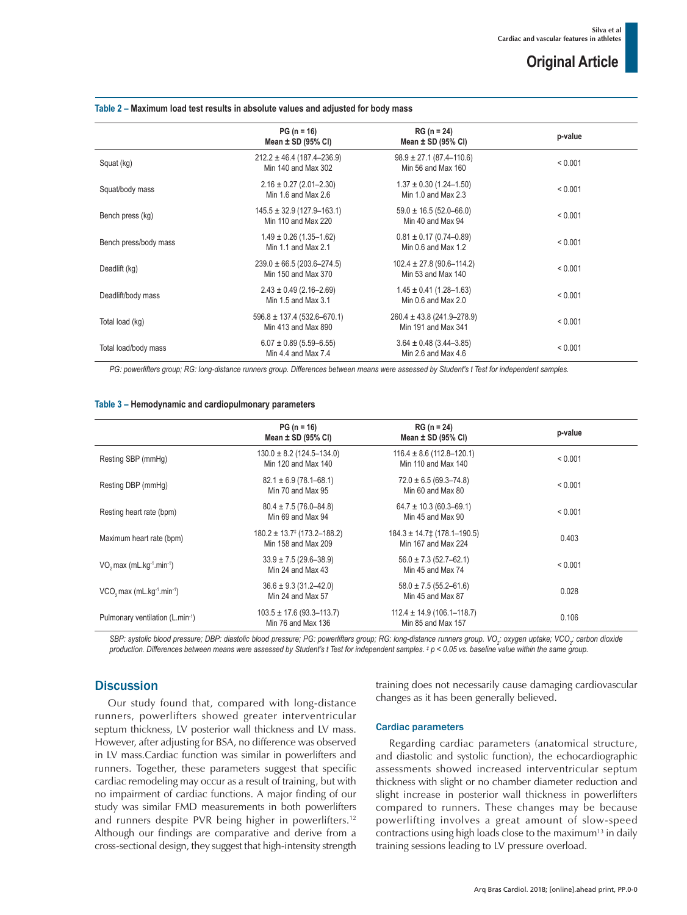**Table 2 – Maximum load test results in absolute values and adjusted for body mass**

| | PG (n = 16) Mean ± SD (95% CI) | RG (n = 24) Mean ± SD (95% CI) | p-value |
|---|---|---|---|
| Squat (kg) | 212.2 ± 46.4 (187.4–236.9) Min 140 and Max 302 | 98.9 ± 27.1 (87.4–110.6) Min 56 and Max 160 | < 0.001 |
| Squat/body mass | 2.16 ± 0.27 (2.01–2.30) Min 1.6 and Max 2.6 | 1.37 ± 0.30 (1.24–1.50) Min 1.0 and Max 2.3 | < 0.001 |
| Bench press (kg) | 145.5 ± 32.9 (127.9–163.1) Min 110 and Max 220 | 59.0 ± 16.5 (52.0–66.0) Min 40 and Max 94 | < 0.001 |
| Bench press/body mass | 1.49 ± 0.26 (1.35–1.62) Min 1.1 and Max 2.1 | 0.81 ± 0.17 (0.74–0.89) Min 0.6 and Max 1.2 | < 0.001 |
| Deadlift (kg) | 239.0 ± 66.5 (203.6–274.5) Min 150 and Max 370 | 102.4 ± 27.8 (90.6–114.2) Min 53 and Max 140 | < 0.001 |
| Deadlift/body mass | 2.43 ± 0.49 (2.16–2.69) Min 1.5 and Max 3.1 | 1.45 ± 0.41 (1.28–1.63) Min 0.6 and Max 2.0 | < 0.001 |
| Total load (kg) | 596.8 ± 137.4 (532.6–670.1) Min 413 and Max 890 | 260.4 ± 43.8 (241.9–278.9) Min 191 and Max 341 | < 0.001 |
| Total load/body mass | 6.07 ± 0.89 (5.59–6.55) Min 4.4 and Max 7.4 | 3.64 ± 0.48 (3.44–3.85) Min 2.6 and Max 4.6 | < 0.001 |

*PG: powerlifters group; RG: long-distance runners group. Differences between means were assessed by Student's t Test for independent samples.*

**Table 3 – Hemodynamic and cardiopulmonary parameters**

| | PG (n = 16) Mean ± SD (95% CI) | RG (n = 24) Mean ± SD (95% CI) | p-value |
|---|---|---|---|
| Resting SBP (mmHg) | 130.0 ± 8.2 (124.5–134.0) Min 120 and Max 140 | 116.4 ± 8.6 (112.8–120.1) Min 110 and Max 140 | < 0.001 |
| Resting DBP (mmHg) | 82.1 ± 6.9 (78.1–68.1) Min 70 and Max 95 | 72.0 ± 6.5 (69.3–74.8) Min 60 and Max 80 | < 0.001 |
| Resting heart rate (bpm) | 80.4 ± 7.5 (76.0–84.8) Min 69 and Max 94 | 64.7 ± 10.3 (60.3–69.1) Min 45 and Max 90 | < 0.001 |
| Maximum heart rate (bpm) | 180.2 ± 13.7‡ (173.2–188.2) Min 158 and Max 209 | 184.3 ± 14.7‡ (178.1–190.5) Min 167 and Max 224 | 0.403 |
| $VO_2$ max ($mL.kg^{-1}.min^{-1}$) | 33.9 ± 7.5 (29.6–38.9) Min 24 and Max 43 | 56.0 ± 7.3 (52.7–62.1) Min 45 and Max 74 | < 0.001 |
| $VCO_2$ max ($mL.kg^{-1}.min^{-1}$) | 36.6 ± 9.3 (31.2–42.0) Min 24 and Max 57 | 58.0 ± 7.5 (55.2–61.6) Min 45 and Max 87 | 0.028 |
| Pulmonary ventilation ($L.min^{-1}$) | 103.5 ± 17.6 (93.3–113.7) Min 76 and Max 136 | 112.4 ± 14.9 (106.1–118.7) Min 85 and Max 157 | 0.106 |

*SBP: systolic blood pressure; DBP: diastolic blood pressure; PG: powerlifters group; RG: long-distance runners group. $VO_2$: oxygen uptake; $VCO_2$: carbon dioxide production. Differences between means were assessed by Student's t Test for independent samples. ‡ $p < 0.05$ vs. baseline value within the same group.*

## Discussion

Our study found that, compared with long-distance runners, powerlifters showed greater interventricular septum thickness, LV posterior wall thickness and LV mass. However, after adjusting for BSA, no difference was observed in LV mass.Cardiac function was similar in powerlifters and runners. Together, these parameters suggest that specific cardiac remodeling may occur as a result of training, but with no impairment of cardiac functions. A major finding of our study was similar FMD measurements in both powerlifters and runners despite PVR being higher in powerlifters.[12] Although our findings are comparative and derive from a cross-sectional design, they suggest that high-intensity strength training does not necessarily cause damaging cardiovascular changes as it has been generally believed.

### Cardiac parameters

Regarding cardiac parameters (anatomical structure, and diastolic and systolic function), the echocardiographic assessments showed increased interventricular septum thickness with slight or no chamber diameter reduction and slight increase in posterior wall thickness in powerlifters compared to runners. These changes may be because powerlifting involves a great amount of slow-speed contractions using high loads close to the maximum[13] in daily training sessions leading to LV pressure overload.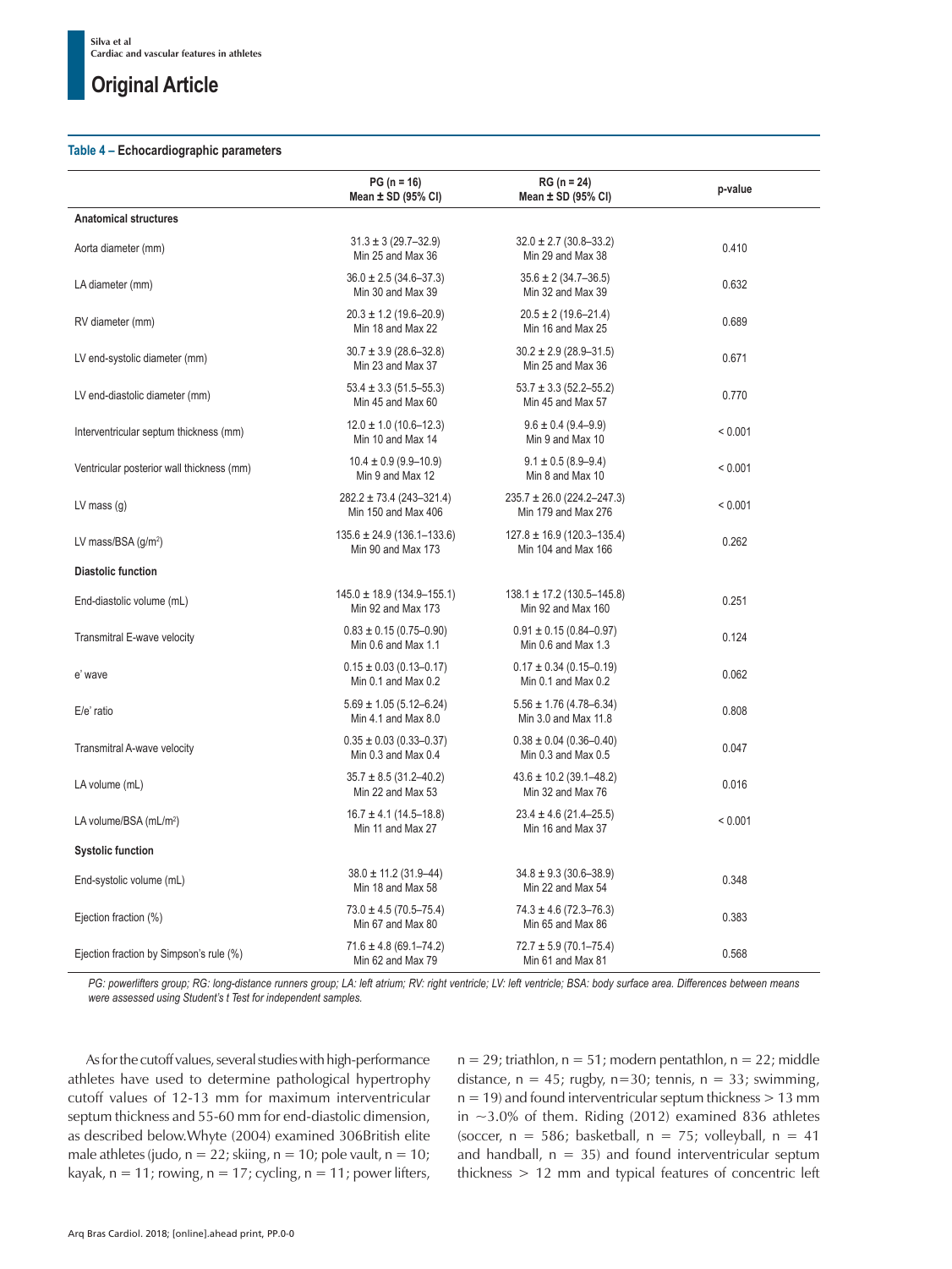**Table 4 – Echocardiographic parameters**

| | PG (n = 16) Mean ± SD (95% CI) | RG (n = 24) Mean ± SD (95% CI) | p-value |
|---|---|---|---|
| **Anatomical structures** | | | |
| Aorta diameter (mm) | 31.3 ± 3 (29.7–32.9) Min 25 and Max 36 | 32.0 ± 2.7 (30.8–33.2) Min 29 and Max 38 | 0.410 |
| LA diameter (mm) | 36.0 ± 2.5 (34.6–37.3) Min 30 and Max 39 | 35.6 ± 2 (34.7–36.5) Min 32 and Max 39 | 0.632 |
| RV diameter (mm) | 20.3 ± 1.2 (19.6–20.9) Min 18 and Max 22 | 20.5 ± 2 (19.6–21.4) Min 16 and Max 25 | 0.689 |
| LV end-systolic diameter (mm) | 30.7 ± 3.9 (28.6–32.8) Min 23 and Max 37 | 30.2 ± 2.9 (28.9–31.5) Min 25 and Max 36 | 0.671 |
| LV end-diastolic diameter (mm) | 53.4 ± 3.3 (51.5–55.3) Min 45 and Max 60 | 53.7 ± 3.3 (52.2–55.2) Min 45 and Max 57 | 0.770 |
| Interventricular septum thickness (mm) | 12.0 ± 1.0 (10.6–12.3) Min 10 and Max 14 | 9.6 ± 0.4 (9.4–9.9) Min 9 and Max 10 | < 0.001 |
| Ventricular posterior wall thickness (mm) | 10.4 ± 0.9 (9.9–10.9) Min 9 and Max 12 | 9.1 ± 0.5 (8.9–9.4) Min 8 and Max 10 | < 0.001 |
| LV mass (g) | 282.2 ± 73.4 (243–321.4) Min 150 and Max 406 | 235.7 ± 26.0 (224.2–247.3) Min 179 and Max 276 | < 0.001 |
| LV mass/BSA (g/m²) | 135.6 ± 24.9 (136.1–133.6) Min 90 and Max 173 | 127.8 ± 16.9 (120.3–135.4) Min 104 and Max 166 | 0.262 |
| **Diastolic function** | | | |
| End-diastolic volume (mL) | 145.0 ± 18.9 (134.9–155.1) Min 92 and Max 173 | 138.1 ± 17.2 (130.5–145.8) Min 92 and Max 160 | 0.251 |
| Transmitral E-wave velocity | 0.83 ± 0.15 (0.75–0.90) Min 0.6 and Max 1.1 | 0.91 ± 0.15 (0.84–0.97) Min 0.6 and Max 1.3 | 0.124 |
| e' wave | 0.15 ± 0.03 (0.13–0.17) Min 0.1 and Max 0.2 | 0.17 ± 0.34 (0.15–0.19) Min 0.1 and Max 0.2 | 0.062 |
| E/e' ratio | 5.69 ± 1.05 (5.12–6.24) Min 4.1 and Max 8.0 | 5.56 ± 1.76 (4.78–6.34) Min 3.0 and Max 11.8 | 0.808 |
| Transmitral A-wave velocity | 0.35 ± 0.03 (0.33–0.37) Min 0.3 and Max 0.4 | 0.38 ± 0.04 (0.36–0.40) Min 0.3 and Max 0.5 | 0.047 |
| LA volume (mL) | 35.7 ± 8.5 (31.2–40.2) Min 22 and Max 53 | 43.6 ± 10.2 (39.1–48.2) Min 32 and Max 76 | 0.016 |
| LA volume/BSA (mL/m²) | 16.7 ± 4.1 (14.5–18.8) Min 11 and Max 27 | 23.4 ± 4.6 (21.4–25.5) Min 16 and Max 37 | < 0.001 |
| **Systolic function** | | | |
| End-systolic volume (mL) | 38.0 ± 11.2 (31.9–44) Min 18 and Max 58 | 34.8 ± 9.3 (30.6–38.9) Min 22 and Max 54 | 0.348 |
| Ejection fraction (%) | 73.0 ± 4.5 (70.5–75.4) Min 67 and Max 80 | 74.3 ± 4.6 (72.3–76.3) Min 65 and Max 86 | 0.383 |
| Ejection fraction by Simpson's rule (%) | 71.6 ± 4.8 (69.1–74.2) Min 62 and Max 79 | 72.7 ± 5.9 (70.1–75.4) Min 61 and Max 81 | 0.568 |

*PG: powerlifters group; RG: long-distance runners group; LA: left atrium; RV: right ventricle; LV: left ventricle; BSA: body surface area. Differences between means were assessed using Student's t Test for independent samples.*

As for the cutoff values, several studies with high-performance athletes have used to determine pathological hypertrophy cutoff values of 12-13 mm for maximum interventricular septum thickness and 55-60 mm for end-diastolic dimension, as described below.Whyte (2004) examined 306British elite male athletes (judo, n = 22; skiing, n = 10; pole vault, n = 10; kayak, n = 11; rowing, n = 17; cycling, n = 11; power lifters, n = 29; triathlon, n = 51; modern pentathlon, n = 22; middle distance, n = 45; rugby, n=30; tennis, n = 33; swimming, n = 19) and found interventricular septum thickness > 13 mm in ~3.0% of them. Riding (2012) examined 836 athletes (soccer, n = 586; basketball, n = 75; volleyball, n = 41 and handball, n = 35) and found interventricular septum thickness > 12 mm and typical features of concentric left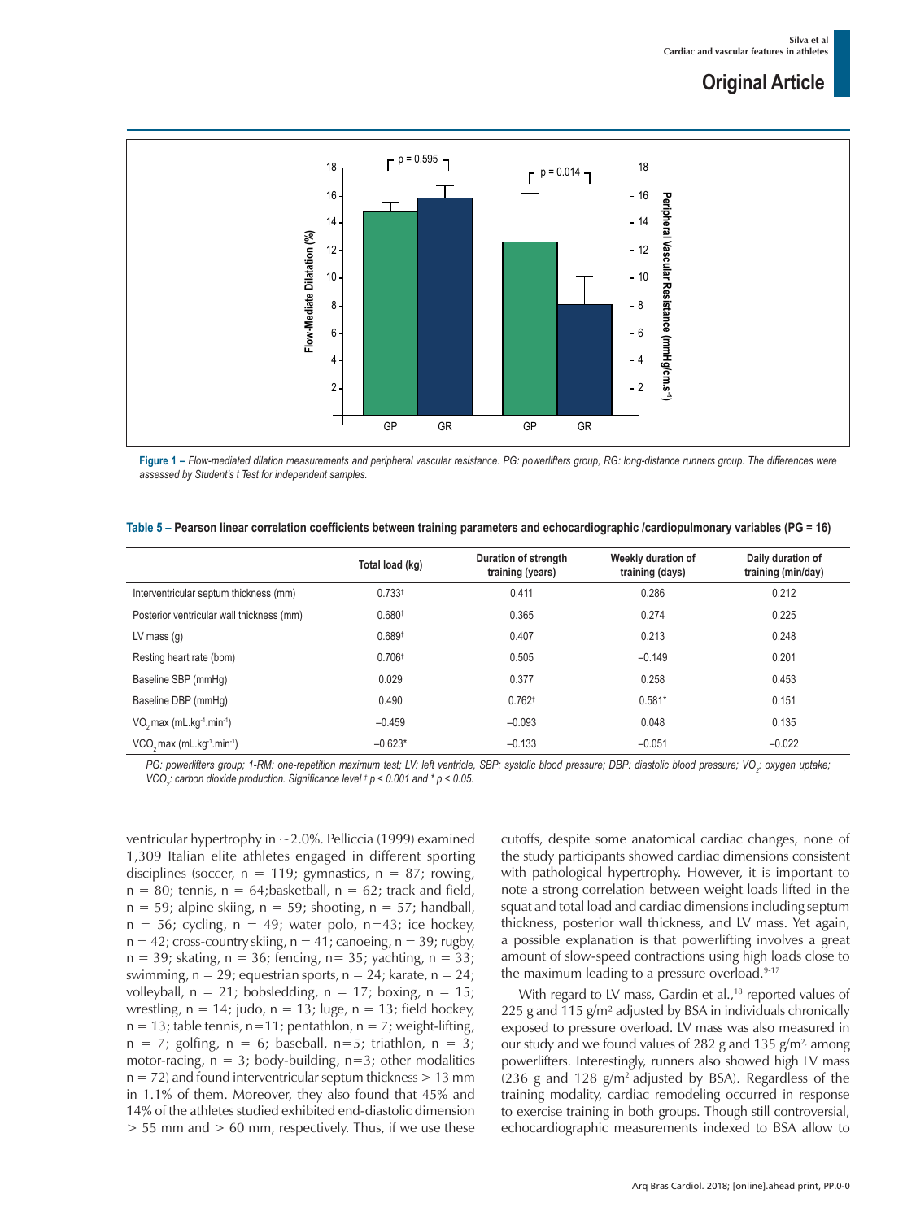Figure 1 – Flow-mediated dilation measurements and peripheral vascular resistance. PG: powerlifters group, RG: long-distance runners group. The differences were assessed by Student's t Test for independent samples.

**Table 5 – Pearson linear correlation coefficients between training parameters and echocardiographic /cardiopulmonary variables (PG = 16)**

| | Total load (kg) | Duration of strength training (years) | Weekly duration of training (days) | Daily duration of training (min/day) |
|---|---|---|---|---|
| Interventricular septum thickness (mm) | 0.733† | 0.411 | 0.286 | 0.212 |
| Posterior ventricular wall thickness (mm) | 0.680† | 0.365 | 0.274 | 0.225 |
| LV mass (g) | 0.689† | 0.407 | 0.213 | 0.248 |
| Resting heart rate (bpm) | 0.706† | 0.505 | −0.149 | 0.201 |
| Baseline SBP (mmHg) | 0.029 | 0.377 | 0.258 | 0.453 |
| Baseline DBP (mmHg) | 0.490 | 0.762† | 0.581* | 0.151 |
| $VO_2$ max ($mL.kg^{-1}.min^{-1}$) | −0.459 | −0.093 | 0.048 | 0.135 |
| $VCO_2$ max ($mL.kg^{-1}.min^{-1}$) | −0.623* | −0.133 | −0.051 | −0.022 |

*PG: powerlifters group; 1-RM: one-repetition maximum test; LV: left ventricle, SBP: systolic blood pressure; DBP: diastolic blood pressure; $VO_2$: oxygen uptake; $VCO_2$: carbon dioxide production. Significance level † $p < 0.001$ and * $p < 0.05$.*

ventricular hypertrophy in ~2.0%. Pelliccia (1999) examined 1,309 Italian elite athletes engaged in different sporting disciplines (soccer, n = 119; gymnastics, n = 87; rowing, n = 80; tennis, n = 64;basketball, n = 62; track and field, n = 59; alpine skiing, n = 59; shooting, n = 57; handball, n = 56; cycling, n = 49; water polo, n=43; ice hockey, n = 42; cross-country skiing, n = 41; canoeing, n = 39; rugby, n = 39; skating, n = 36; fencing, n= 35; yachting, n = 33; swimming, n = 29; equestrian sports, n = 24; karate, n = 24; volleyball, n = 21; bobsledding, n = 17; boxing, n = 15; wrestling, n = 14; judo, n = 13; luge, n = 13; field hockey, n = 13; table tennis, n=11; pentathlon, n = 7; weight-lifting, n = 7; golfing, n = 6; baseball, n=5; triathlon, n = 3; motor-racing, n = 3; body-building, n=3; other modalities n = 72) and found interventricular septum thickness > 13 mm in 1.1% of them. Moreover, they also found that 45% and 14% of the athletes studied exhibited end-diastolic dimension > 55 mm and > 60 mm, respectively. Thus, if we use these cutoffs, despite some anatomical cardiac changes, none of the study participants showed cardiac dimensions consistent with pathological hypertrophy. However, it is important to note a strong correlation between weight loads lifted in the squat and total load and cardiac dimensions including septum thickness, posterior wall thickness, and LV mass. Yet again, a possible explanation is that powerlifting involves a great amount of slow-speed contractions using high loads close to the maximum leading to a pressure overload.[9-17]

With regard to LV mass, Gardin et al.,[18] reported values of 225 g and 115 g/m² adjusted by BSA in individuals chronically exposed to pressure overload. LV mass was also measured in our study and we found values of 282 g and 135 g/m², among powerlifters. Interestingly, runners also showed high LV mass (236 g and 128 g/m² adjusted by BSA). Regardless of the training modality, cardiac remodeling occurred in response to exercise training in both groups. Though still controversial, echocardiographic measurements indexed to BSA allow to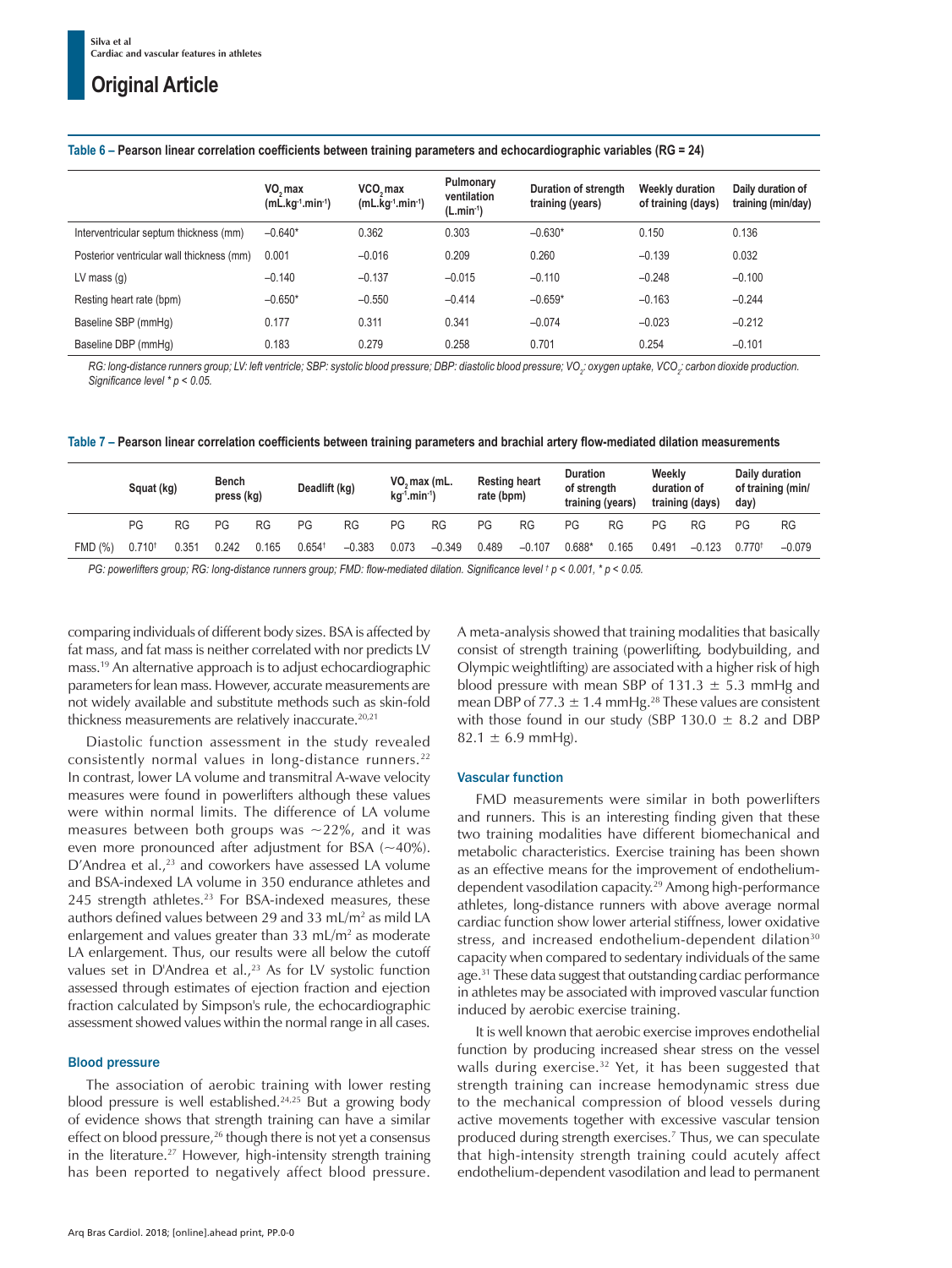**Table 6 – Pearson linear correlation coefficients between training parameters and echocardiographic variables (RG = 24)**

| | $VO_2$ max ($mL.kg^{-1}.min^{-1}$) | $VCO_2$ max ($mL.kg^{-1}.min^{-1}$) | Pulmonary ventilation ($L.min^{-1}$) | Duration of strength training (years) | Weekly duration of training (days) | Daily duration of training (min/day) |
|---|---|---|---|---|---|---|
| Interventricular septum thickness (mm) | −0.640* | 0.362 | 0.303 | −0.630* | 0.150 | 0.136 |
| Posterior ventricular wall thickness (mm) | 0.001 | −0.016 | 0.209 | 0.260 | −0.139 | 0.032 |
| LV mass (g) | −0.140 | −0.137 | −0.015 | −0.110 | −0.248 | −0.100 |
| Resting heart rate (bpm) | −0.650* | −0.550 | −0.414 | −0.659* | −0.163 | −0.244 |
| Baseline SBP (mmHg) | 0.177 | 0.311 | 0.341 | −0.074 | −0.023 | −0.212 |
| Baseline DBP (mmHg) | 0.183 | 0.279 | 0.258 | 0.701 | 0.254 | −0.101 |

*RG: long-distance runners group; LV: left ventricle; SBP: systolic blood pressure; DBP: diastolic blood pressure; $VO_2$: oxygen uptake, $VCO_2$: carbon dioxide production. Significance level * $p < 0.05$.*

**Table 7 – Pearson linear correlation coefficients between training parameters and brachial artery flow-mediated dilation measurements**

| | Squat (kg) | | Bench press (kg) | | Deadlift (kg) | | $VO_2$ max ($mL.kg^{-1}.min^{-1}$) | | Resting heart rate (bpm) | | Duration of strength training (years) | | Weekly duration of training (days) | | Daily duration of training (min/day) | |
|---|---|---|---|---|---|---|---|---|---|---|---|---|---|---|---|---|
| | PG | RG | PG | RG | PG | RG | PG | RG | PG | RG | PG | RG | PG | RG | PG | RG |
| FMD (%) | 0.710† | 0.351 | 0.242 | 0.165 | 0.654† | −0.383 | 0.073 | −0.349 | 0.489 | −0.107 | 0.688* | 0.165 | 0.491 | −0.123 | 0.770† | −0.079 |

*PG: powerlifters group; RG: long-distance runners group; FMD: flow-mediated dilation. Significance level † $p < 0.001$, * $p < 0.05$.*

comparing individuals of different body sizes. BSA is affected by fat mass, and fat mass is neither correlated with nor predicts LV mass.[19] An alternative approach is to adjust echocardiographic parameters for lean mass. However, accurate measurements are not widely available and substitute methods such as skin-fold thickness measurements are relatively inaccurate.[20,21]

Diastolic function assessment in the study revealed consistently normal values in long-distance runners.[22] In contrast, lower LA volume and transmitral A-wave velocity measures were found in powerlifters although these values were within normal limits. The difference of LA volume measures between both groups was ~22%, and it was even more pronounced after adjustment for BSA (~40%). D'Andrea et al.,[23] and coworkers have assessed LA volume and BSA-indexed LA volume in 350 endurance athletes and 245 strength athletes.[23] For BSA-indexed measures, these authors defined values between 29 and 33 $mL/m^2$ as mild LA enlargement and values greater than 33 $mL/m^2$ as moderate LA enlargement. Thus, our results were all below the cutoff values set in D'Andrea et al.,[23] As for LV systolic function assessed through estimates of ejection fraction and ejection fraction calculated by Simpson's rule, the echocardiographic assessment showed values within the normal range in all cases.

### Blood pressure

The association of aerobic training with lower resting blood pressure is well established.[24,25] But a growing body of evidence shows that strength training can have a similar effect on blood pressure,[26] though there is not yet a consensus in the literature.[27] However, high-intensity strength training has been reported to negatively affect blood pressure. A meta-analysis showed that training modalities that basically consist of strength training (powerlifting, bodybuilding, and Olympic weightlifting) are associated with a higher risk of high blood pressure with mean SBP of 131.3 ± 5.3 mmHg and mean DBP of 77.3 ± 1.4 mmHg.[28] These values are consistent with those found in our study (SBP 130.0 ± 8.2 and DBP 82.1 ± 6.9 mmHg).

### Vascular function

FMD measurements were similar in both powerlifters and runners. This is an interesting finding given that these two training modalities have different biomechanical and metabolic characteristics. Exercise training has been shown as an effective means for the improvement of endothelium-dependent vasodilation capacity.[29] Among high-performance athletes, long-distance runners with above average normal cardiac function show lower arterial stiffness, lower oxidative stress, and increased endothelium-dependent dilation[30] capacity when compared to sedentary individuals of the same age.[31] These data suggest that outstanding cardiac performance in athletes may be associated with improved vascular function induced by aerobic exercise training.

It is well known that aerobic exercise improves endothelial function by producing increased shear stress on the vessel walls during exercise.[32] Yet, it has been suggested that strength training can increase hemodynamic stress due to the mechanical compression of blood vessels during active movements together with excessive vascular tension produced during strength exercises.[7] Thus, we can speculate that high-intensity strength training could acutely affect endothelium-dependent vasodilation and lead to permanent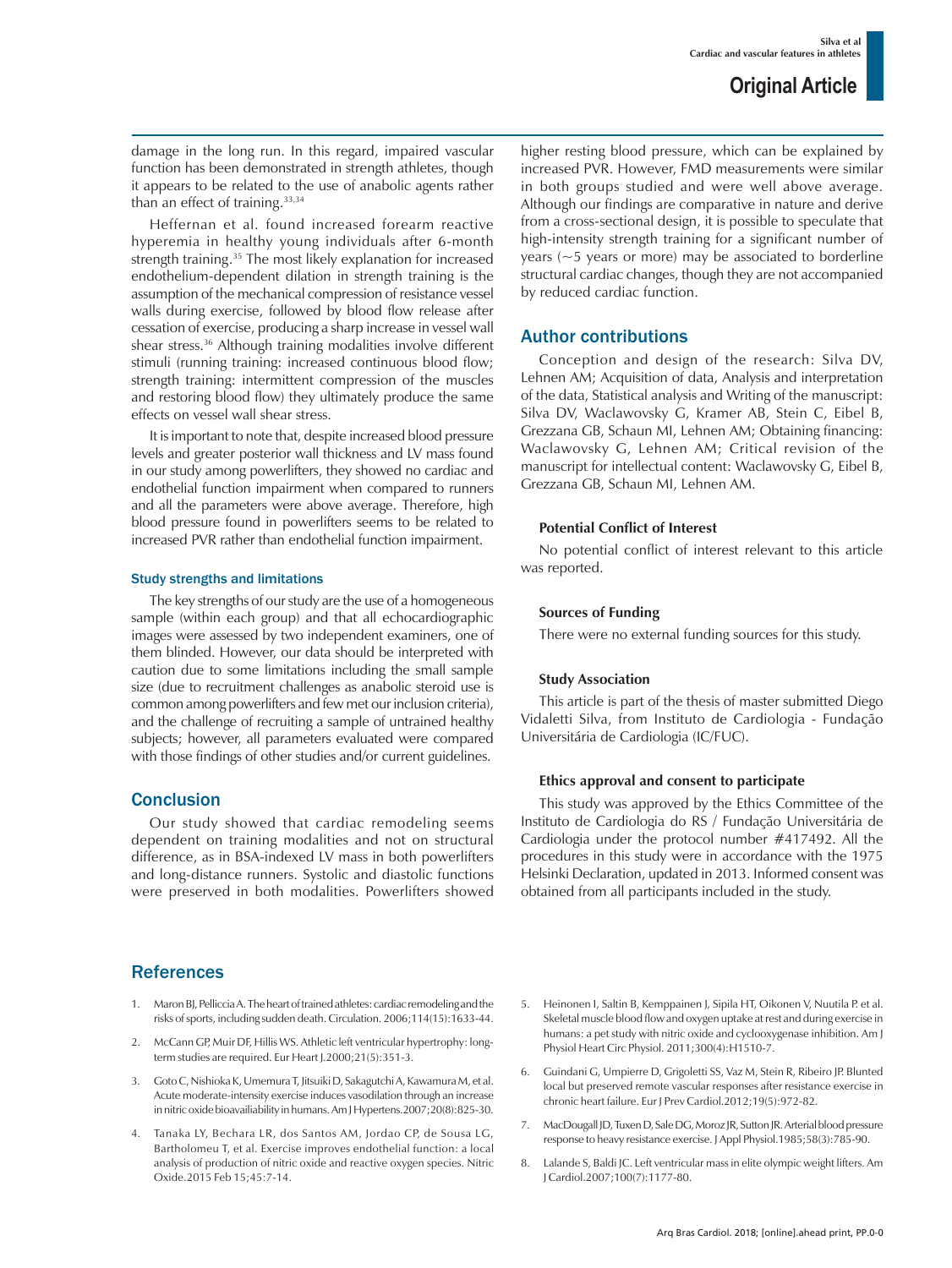damage in the long run. In this regard, impaired vascular function has been demonstrated in strength athletes, though it appears to be related to the use of anabolic agents rather than an effect of training.[33,34]

Heffernan et al. found increased forearm reactive hyperemia in healthy young individuals after 6-month strength training.[35] The most likely explanation for increased endothelium-dependent dilation in strength training is the assumption of the mechanical compression of resistance vessel walls during exercise, followed by blood flow release after cessation of exercise, producing a sharp increase in vessel wall shear stress.[36] Although training modalities involve different stimuli (running training: increased continuous blood flow; strength training: intermittent compression of the muscles and restoring blood flow) they ultimately produce the same effects on vessel wall shear stress.

It is important to note that, despite increased blood pressure levels and greater posterior wall thickness and LV mass found in our study among powerlifters, they showed no cardiac and endothelial function impairment when compared to runners and all the parameters were above average. Therefore, high blood pressure found in powerlifters seems to be related to increased PVR rather than endothelial function impairment.

### Study strengths and limitations

The key strengths of our study are the use of a homogeneous sample (within each group) and that all echocardiographic images were assessed by two independent examiners, one of them blinded. However, our data should be interpreted with caution due to some limitations including the small sample size (due to recruitment challenges as anabolic steroid use is common among powerlifters and few met our inclusion criteria), and the challenge of recruiting a sample of untrained healthy subjects; however, all parameters evaluated were compared with those findings of other studies and/or current guidelines.

## Conclusion

Our study showed that cardiac remodeling seems dependent on training modalities and not on structural difference, as in BSA-indexed LV mass in both powerlifters and long-distance runners. Systolic and diastolic functions were preserved in both modalities. Powerlifters showed higher resting blood pressure, which can be explained by increased PVR. However, FMD measurements were similar in both groups studied and were well above average. Although our findings are comparative in nature and derive from a cross-sectional design, it is possible to speculate that high-intensity strength training for a significant number of years (~5 years or more) may be associated to borderline structural cardiac changes, though they are not accompanied by reduced cardiac function.

## Author contributions

Conception and design of the research: Silva DV, Lehnen AM; Acquisition of data, Analysis and interpretation of the data, Statistical analysis and Writing of the manuscript: Silva DV, Waclawovsky G, Kramer AB, Stein C, Eibel B, Grezzana GB, Schaun MI, Lehnen AM; Obtaining financing: Waclawovsky G, Lehnen AM; Critical revision of the manuscript for intellectual content: Waclawovsky G, Eibel B, Grezzana GB, Schaun MI, Lehnen AM.

#### Potential Conflict of Interest

No potential conflict of interest relevant to this article was reported.

#### Sources of Funding

There were no external funding sources for this study.

#### Study Association

This article is part of the thesis of master submitted Diego Vidaletti Silva, from Instituto de Cardiologia - Fundação Universitária de Cardiologia (IC/FUC).

#### Ethics approval and consent to participate

This study was approved by the Ethics Committee of the Instituto de Cardiologia do RS / Fundação Universitária de Cardiologia under the protocol number #417492. All the procedures in this study were in accordance with the 1975 Helsinki Declaration, updated in 2013. Informed consent was obtained from all participants included in the study.

## References

1. Maron BJ, Pelliccia A. The heart of trained athletes: cardiac remodeling and the risks of sports, including sudden death. Circulation. 2006;114(15):1633-44.
2. McCann GP, Muir DF, Hillis WS. Athletic left ventricular hypertrophy: long-term studies are required. Eur Heart J.2000;21(5):351-3.
3. Goto C, Nishioka K, Umemura T, Jitsuiki D, Sakagutchi A, Kawamura M, et al. Acute moderate-intensity exercise induces vasodilation through an increase in nitric oxide bioavailiability in humans. Am J Hypertens.2007;20(8):825-30.
4. Tanaka LY, Bechara LR, dos Santos AM, Jordao CP, de Sousa LG, Bartholomeu T, et al. Exercise improves endothelial function: a local analysis of production of nitric oxide and reactive oxygen species. Nitric Oxide.2015 Feb 15;45:7-14.
5. Heinonen I, Saltin B, Kemppainen J, Sipila HT, Oikonen V, Nuutila P. et al. Skeletal muscle blood flow and oxygen uptake at rest and during exercise in humans: a pet study with nitric oxide and cyclooxygenase inhibition. Am J Physiol Heart Circ Physiol. 2011;300(4):H1510-7.
6. Guindani G, Umpierre D, Grigoletti SS, Vaz M, Stein R, Ribeiro JP. Blunted local but preserved remote vascular responses after resistance exercise in chronic heart failure. Eur J Prev Cardiol.2012;19(5):972-82.
7. MacDougall JD, Tuxen D, Sale DG, Moroz JR, Sutton JR. Arterial blood pressure response to heavy resistance exercise. J Appl Physiol.1985;58(3):785-90.
8. Lalande S, Baldi JC. Left ventricular mass in elite olympic weight lifters. Am J Cardiol.2007;100(7):1177-80.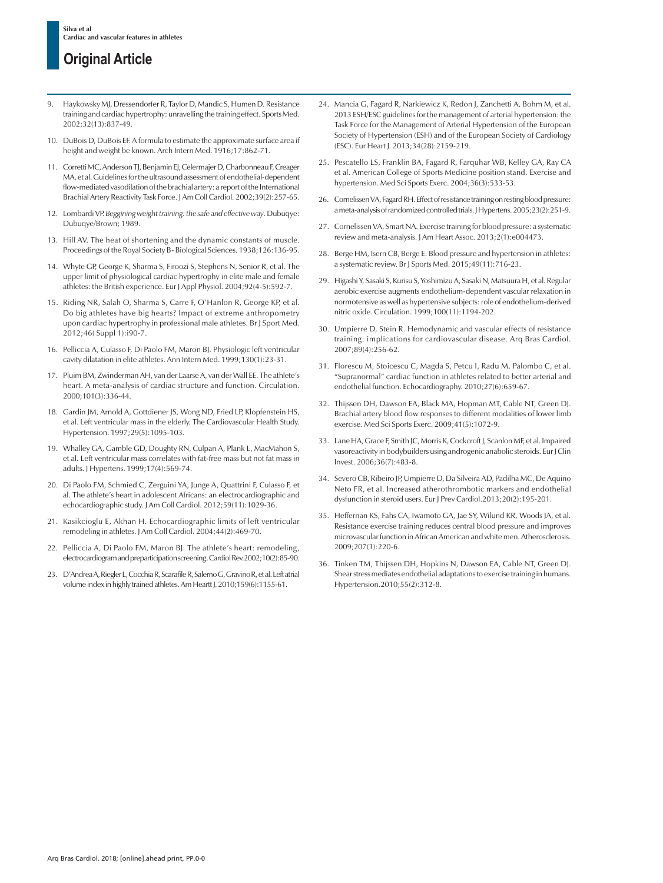9. Haykowsky MJ, Dressendorfer R, Taylor D, Mandic S, Humen D. Resistance training and cardiac hypertrophy: unravelling the training effect. Sports Med. 2002;32(13):837-49.

10. DuBois D, DuBois EF. A formula to estimate the approximate surface area if height and weight be known. Arch Intern Med. 1916;17:862-71.

11. Corretti MC, Anderson TJ, Benjamin EJ, Celermajer D, Charbonneau F, Creager MA, et al. Guidelines for the ultrasound assessment of endothelial-dependent flow-mediated vasodilation of the brachial artery: a report of the International Brachial Artery Reactivity Task Force. J Am Coll Cardiol. 2002;39(2):257-65.

12. Lombardi VP. *Beggining weight training: the safe and effective way*. Dubuqye: Dubuqye/Brown; 1989.

13. Hill AV. The heat of shortening and the dynamic constants of muscle. Proceedings of the Royal Society B- Biological Sciences. 1938;126:136-95.

14. Whyte GP, George K, Sharma S, Firoozi S, Stephens N, Senior R, et al. The upper limit of physiological cardiac hypertrophy in elite male and female athletes: the British experience. Eur J Appl Physiol. 2004;92(4-5):592-7.

15. Riding NR, Salah O, Sharma S, Carre F, O'Hanlon R, George KP, et al. Do big athletes have big hearts? Impact of extreme anthropometry upon cardiac hypertrophy in professional male athletes. Br J Sport Med. 2012;46( Suppl 1):i90-7.

16. Pelliccia A, Culasso F, Di Paolo FM, Maron BJ. Physiologic left ventricular cavity dilatation in elite athletes. Ann Intern Med. 1999;130(1):23-31.

17. Pluim BM, Zwinderman AH, van der Laarse A, van der Wall EE. The athlete's heart. A meta-analysis of cardiac structure and function. Circulation. 2000;101(3):336-44.

18. Gardin JM, Arnold A, Gottdiener JS, Wong ND, Fried LP, Klopfenstein HS, et al. Left ventricular mass in the elderly. The Cardiovascular Health Study. Hypertension. 1997;29(5):1095-103.

19. Whalley GA, Gamble GD, Doughty RN, Culpan A, Plank L, MacMahon S, et al. Left ventricular mass correlates with fat-free mass but not fat mass in adults. J Hypertens. 1999;17(4):569-74.

20. Di Paolo FM, Schmied C, Zerguini YA, Junge A, Quattrini F, Culasso F, et al. The athlete's heart in adolescent Africans: an electrocardiographic and echocardiographic study. J Am Coll Cardiol. 2012;59(11):1029-36.

21. Kasikcioglu E, Akhan H. Echocardiographic limits of left ventricular remodeling in athletes. J Am Coll Cardiol. 2004;44(2):469-70.

22. Pelliccia A, Di Paolo FM, Maron BJ. The athlete's heart: remodeling, electrocardiogram and preparticipation screening. Cardiol Rev. 2002;10(2):85-90.

23. D'Andrea A, Riegler L, Cocchia R, Scarafile R, Salerno G, Gravino R, et al. Left atrial volume index in highly trained athletes. Am Heartt J. 2010;159(6):1155-61.

24. Mancia G, Fagard R, Narkiewicz K, Redon J, Zanchetti A, Bohm M, et al. 2013 ESH/ESC guidelines for the management of arterial hypertension: the Task Force for the Management of Arterial Hypertension of the European Society of Hypertension (ESH) and of the European Society of Cardiology (ESC). Eur Heart J. 2013;34(28):2159-219.

25. Pescatello LS, Franklin BA, Fagard R, Farquhar WB, Kelley GA, Ray CA et al. American College of Sports Medicine position stand. Exercise and hypertension. Med Sci Sports Exerc. 2004;36(3):533-53.

26. Cornelissen VA, Fagard RH. Effect of resistance training on resting blood pressure: a meta-analysis of randomized controlled trials. J Hypertens. 2005;23(2):251-9.

27. Cornelissen VA, Smart NA. Exercise training for blood pressure: a systematic review and meta-analysis. J Am Heart Assoc. 2013;2(1):e004473.

28. Berge HM, Isern CB, Berge E. Blood pressure and hypertension in athletes: a systematic review. Br J Sports Med. 2015;49(11):716-23.

29. Higashi Y, Sasaki S, Kurisu S, Yoshimizu A, Sasaki N, Matsuura H, et al. Regular aerobic exercise augments endothelium-dependent vascular relaxation in normotensive as well as hypertensive subjects: role of endothelium-derived nitric oxide. Circulation. 1999;100(11):1194-202.

30. Umpierre D, Stein R. Hemodynamic and vascular effects of resistance training: implications for cardiovascular disease. Arq Bras Cardiol. 2007;89(4):256-62.

31. Florescu M, Stoicescu C, Magda S, Petcu I, Radu M, Palombo C, et al. "Supranormal" cardiac function in athletes related to better arterial and endothelial function. Echocardiography. 2010;27(6):659-67.

32. Thijssen DH, Dawson EA, Black MA, Hopman MT, Cable NT, Green DJ. Brachial artery blood flow responses to different modalities of lower limb exercise. Med Sci Sports Exerc. 2009;41(5):1072-9.

33. Lane HA, Grace F, Smith JC, Morris K, Cockcroft J, Scanlon MF, et al. Impaired vasoreactivity in bodybuilders using androgenic anabolic steroids. Eur J Clin Invest. 2006;36(7):483-8.

34. Severo CB, Ribeiro JP, Umpierre D, Da Silveira AD, Padilha MC, De Aquino Neto FR, et al. Increased atherothrombotic markers and endothelial dysfunction in steroid users. Eur J Prev Cardiol.2013;20(2):195-201.

35. Heffernan KS, Fahs CA, Iwamoto GA, Jae SY, Wilund KR, Woods JA, et al. Resistance exercise training reduces central blood pressure and improves microvascular function in African American and white men. Atherosclerosis. 2009;207(1):220-6.

36. Tinken TM, Thijssen DH, Hopkins N, Dawson EA, Cable NT, Green DJ. Shear stress mediates endothelial adaptations to exercise training in humans. Hypertension.2010;55(2):312-8.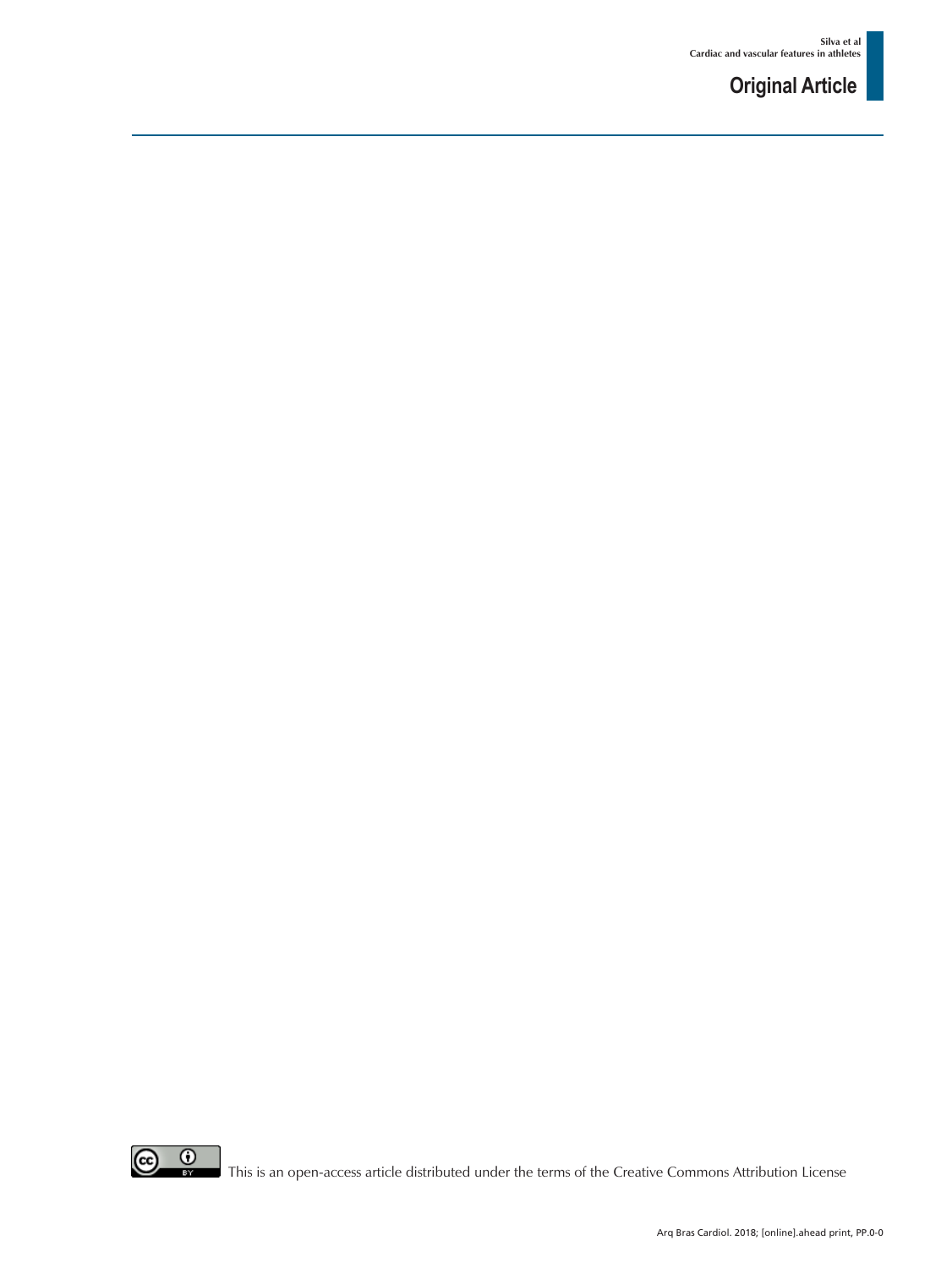This is an open-access article distributed under the terms of the Creative Commons Attribution License